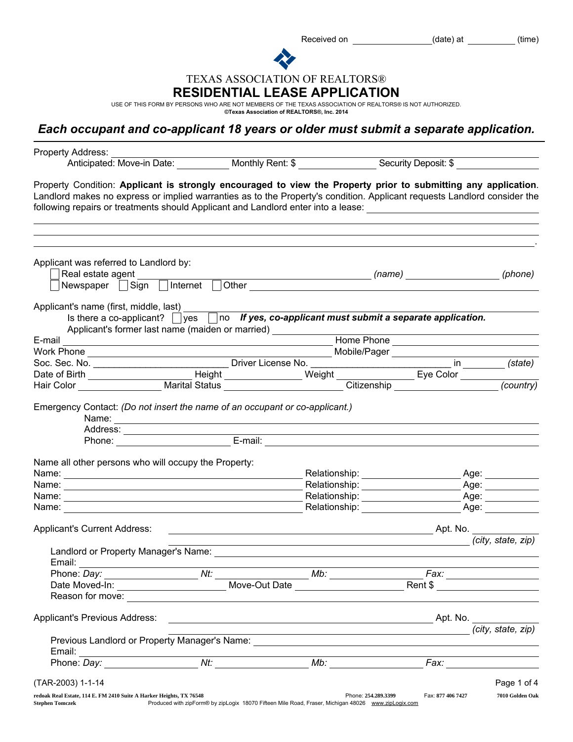Received on ________________(date) at __________ (time)

TEXAS ASSOCIATION OF REALTORS®

# RESIDENTIAL LEASE APPLICATION

USE OF THIS FORM BY PERSONS WHO ARE NOT MEMBERS OF THE TEXAS ASSOCIATION OF REALTORS® IS NOT AUTHORIZED.
**©Texas Association of REALTORS®, Inc. 2014**

## *Each occupant and co-applicant 18 years or older must submit a separate application.*

Property Address: ____________________________________________
Anticipated: Move-in Date: __________ Monthly Rent: $ ______________ Security Deposit: $ ______________

Property Condition: **Applicant is strongly encouraged to view the Property prior to submitting any application**. Landlord makes no express or implied warranties as to the Property's condition. Applicant requests Landlord consider the following repairs or treatments should Applicant and Landlord enter into a lease: ____________________________________________
____________________________________________
____________________________________________
____________________________________________.

Applicant was referred to Landlord by:
☐ Real estate agent ______________________________ *(name)* ______________ *(phone)*
☐ Newspaper ☐ Sign ☐ Internet ☐ Other ______________________________

Applicant's name (first, middle, last) ______________________________
Is there a co-applicant? ☐ yes ☐ no ***If yes, co-applicant must submit a separate application.***
Applicant's former last name (maiden or married) ______________________________
E-mail ______________________________ Home Phone ______________
Work Phone ______________________________ Mobile/Pager ______________
Soc. Sec. No. ______________ Driver License No. ______________ in ________ *(state)*
Date of Birth ______________ Height __________ Weight __________ Eye Color __________
Hair Color ______________ Marital Status ______________ Citizenship ______________ *(country)*

Emergency Contact: *(Do not insert the name of an occupant or co-applicant.)*
Name: ______________________________
Address: ______________________________
Phone: ______________ E-mail: ______________________________

Name all other persons who will occupy the Property:
Name: ______________________________ Relationship: ______________ Age: ______
Name: ______________________________ Relationship: ______________ Age: ______
Name: ______________________________ Relationship: ______________ Age: ______
Name: ______________________________ Relationship: ______________ Age: ______

Applicant's Current Address: ______________________________ Apt. No. ______
______________________________ *(city, state, zip)*
Landlord or Property Manager's Name: ______________________________
Email: ______________________________
Phone: *Day:* ______________ *Nt:* ______________ *Mb:* ______________ *Fax:* ______________
Date Moved-In: ______________ Move-Out Date ______________ Rent $ ______________
Reason for move: ______________________________

Applicant's Previous Address: ______________________________ Apt. No. ______
______________________________ *(city, state, zip)*
Previous Landlord or Property Manager's Name: ______________________________
Email: ______________________________
Phone: *Day:* ______________ *Nt:* ______________ *Mb:* ______________ *Fax:* ______________

(TAR-2003) 1-1-14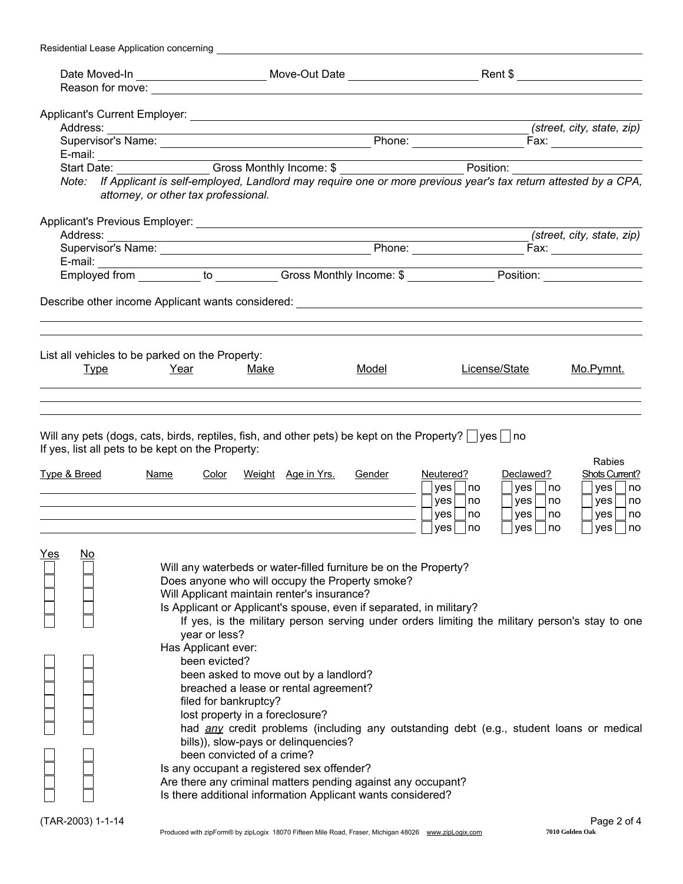Residential Lease Application concerning ______________________________

Date Moved-In ____________ Move-Out Date ____________ Rent $ ____________

Reason for move: ______________________________

Applicant's Current Employer: ______________________________

Address: ______________________________ *(street, city, state, zip)*

Supervisor's Name: ______________ Phone: ____________ Fax: ____________

E-mail: ______________________________

Start Date: ____________ Gross Monthly Income: $ ____________ Position: ____________

*Note: If Applicant is self-employed, Landlord may require one or more previous year's tax return attested by a CPA, attorney, or other tax professional.*

Applicant's Previous Employer: ______________________________

Address: ______________________________ *(street, city, state, zip)*

Supervisor's Name: ______________ Phone: ____________ Fax: ____________

E-mail: ______________________________

Employed from ________ to ________ Gross Monthly Income: $ ____________ Position: ____________

Describe other income Applicant wants considered: ______________________________

______________________________

______________________________

List all vehicles to be parked on the Property:

| Type | Year | Make | Model | License/State | Mo.Pymnt. |
|---|---|---|---|---|---|
| | | | | | |
| | | | | | |
| | | | | | |

Will any pets (dogs, cats, birds, reptiles, fish, and other pets) be kept on the Property? ☐ yes ☐ no

If yes, list all pets to be kept on the Property:

| Type & Breed | Name | Color | Weight | Age in Yrs. | Gender | Neutered? | Declawed? | Rabies Shots Current? |
|---|---|---|---|---|---|---|---|---|
| | | | | | | ☐ yes ☐ no | ☐ yes ☐ no | ☐ yes ☐ no |
| | | | | | | ☐ yes ☐ no | ☐ yes ☐ no | ☐ yes ☐ no |
| | | | | | | ☐ yes ☐ no | ☐ yes ☐ no | ☐ yes ☐ no |
| | | | | | | ☐ yes ☐ no | ☐ yes ☐ no | ☐ yes ☐ no |

| Yes | No | |
|---|---|---|
| ☐ | ☐ | Will any waterbeds or water-filled furniture be on the Property? |
| ☐ | ☐ | Does anyone who will occupy the Property smoke? |
| ☐ | ☐ | Will Applicant maintain renter's insurance? |
| ☐ | ☐ | Is Applicant or Applicant's spouse, even if separated, in military? |
| ☐ | ☐ | If yes, is the military person serving under orders limiting the military person's stay to one year or less? |
| | | Has Applicant ever: |
| ☐ | ☐ | been evicted? |
| ☐ | ☐ | been asked to move out by a landlord? |
| ☐ | ☐ | breached a lease or rental agreement? |
| ☐ | ☐ | filed for bankruptcy? |
| ☐ | ☐ | lost property in a foreclosure? |
| ☐ | ☐ | had *any* credit problems (including any outstanding debt (e.g., student loans or medical bills)), slow-pays or delinquencies? |
| ☐ | ☐ | been convicted of a crime? |
| ☐ | ☐ | Is any occupant a registered sex offender? |
| ☐ | ☐ | Are there any criminal matters pending against any occupant? |
| ☐ | ☐ | Is there additional information Applicant wants considered? |

(TAR-2003) 1-1-14

Produced with zipForm® by zipLogix 18070 Fifteen Mile Road, Fraser, Michigan 48026 www.zipLogix.com 7010 Golden Oak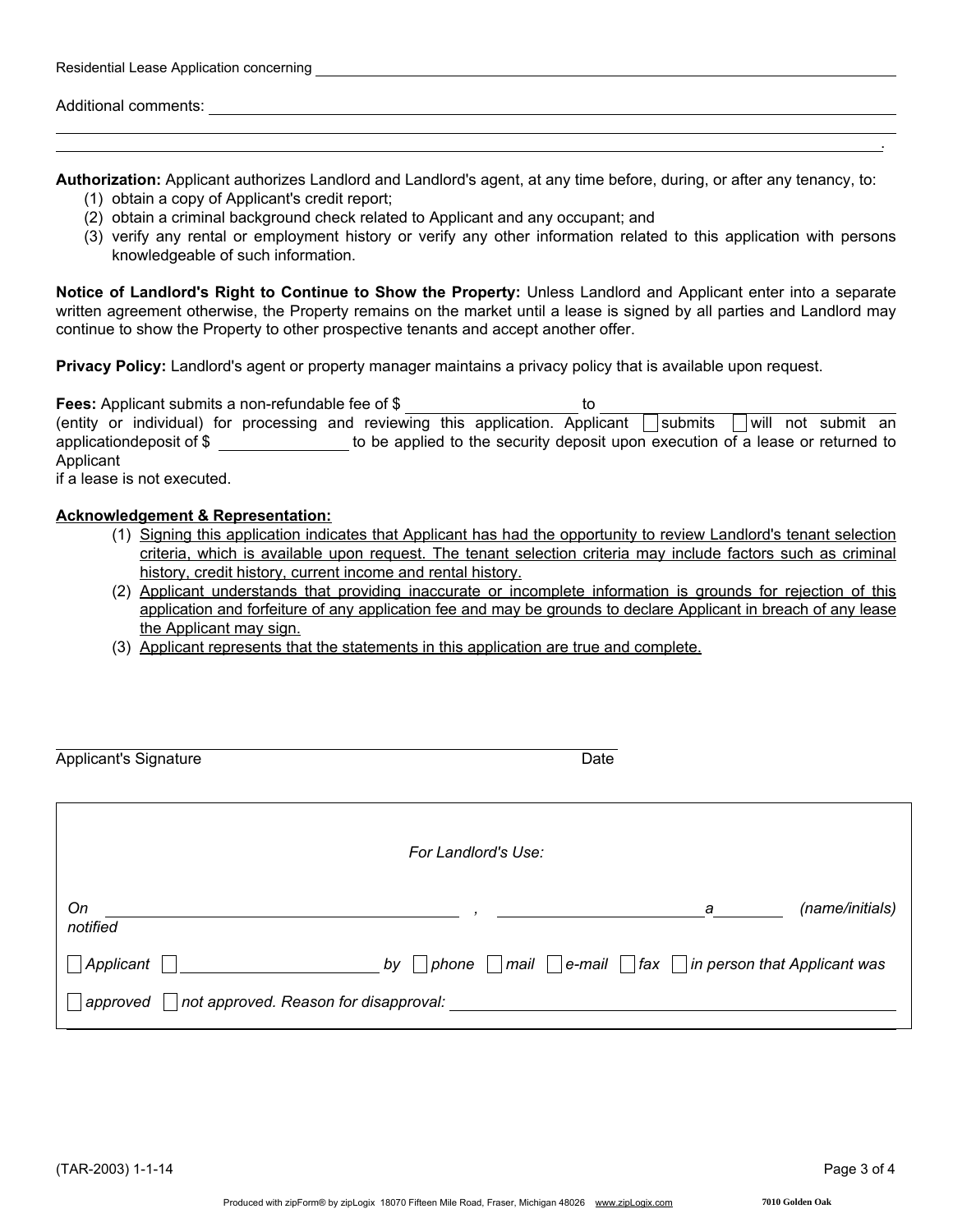Residential Lease Application concerning ____________________________________________

Additional comments: ____________________________________________

____________________________________________

____________________________________________.

**Authorization:** Applicant authorizes Landlord and Landlord's agent, at any time before, during, or after any tenancy, to:

1. obtain a copy of Applicant's credit report;
2. obtain a criminal background check related to Applicant and any occupant; and
3. verify any rental or employment history or verify any other information related to this application with persons knowledgeable of such information.

**Notice of Landlord's Right to Continue to Show the Property:** Unless Landlord and Applicant enter into a separate written agreement otherwise, the Property remains on the market until a lease is signed by all parties and Landlord may continue to show the Property to other prospective tenants and accept another offer.

**Privacy Policy:** Landlord's agent or property manager maintains a privacy policy that is available upon request.

**Fees:** Applicant submits a non-refundable fee of $ ____________ to ____________ (entity or individual) for processing and reviewing this application. Applicant ☐ submits ☐ will not submit an applicationdeposit of $ ____________ to be applied to the security deposit upon execution of a lease or returned to Applicant if a lease is not executed.

**Acknowledgement & Representation:**

1. Signing this application indicates that Applicant has had the opportunity to review Landlord's tenant selection criteria, which is available upon request. The tenant selection criteria may include factors such as criminal history, credit history, current income and rental history.
2. Applicant understands that providing inaccurate or incomplete information is grounds for rejection of this application and forfeiture of any application fee and may be grounds to declare Applicant in breach of any lease the Applicant may sign.
3. Applicant represents that the statements in this application are true and complete.

____________________________________________

Applicant's Signature  Date

*For Landlord's Use:*

*On* ____________________ *,* ____________________ *a* ________ *(name/initials) notified*

☐ *Applicant* ☐ ____________________ *by* ☐ *phone* ☐ *mail* ☐ *e-mail* ☐ *fax* ☐ *in person that Applicant was*

☐ *approved* ☐ *not approved. Reason for disapproval:* ____________________

(TAR-2003) 1-1-14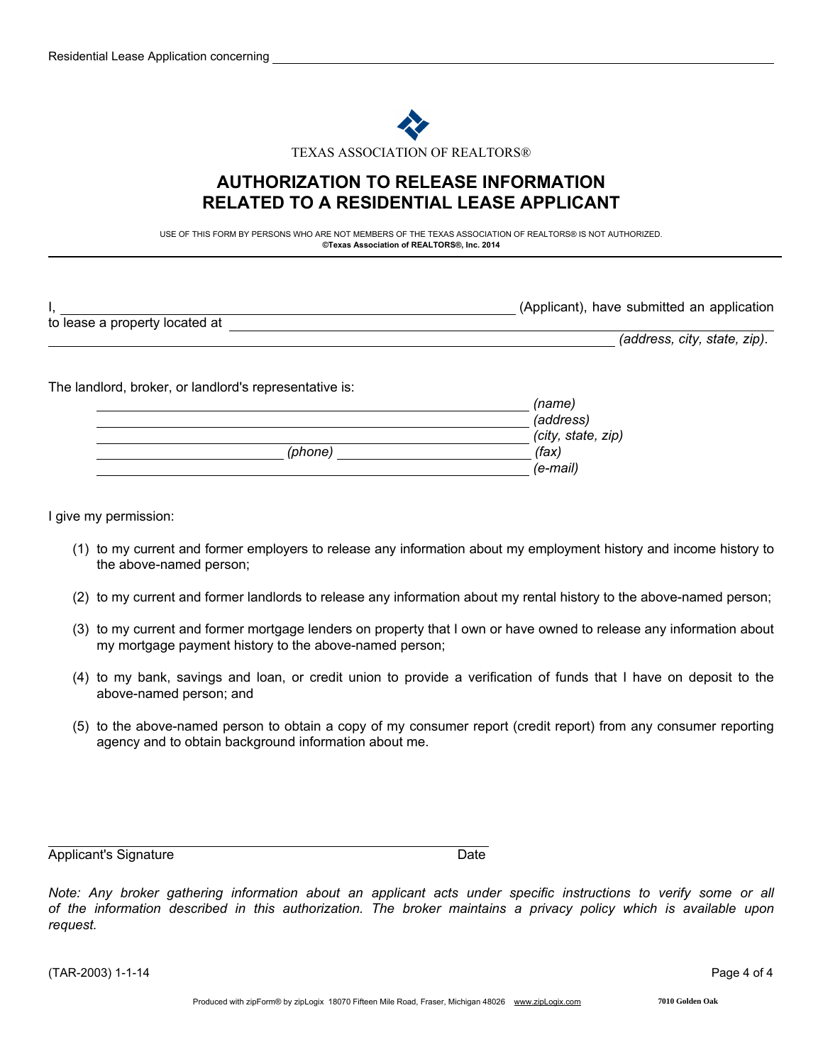TEXAS ASSOCIATION OF REALTORS®

# AUTHORIZATION TO RELEASE INFORMATION RELATED TO A RESIDENTIAL LEASE APPLICANT

USE OF THIS FORM BY PERSONS WHO ARE NOT MEMBERS OF THE TEXAS ASSOCIATION OF REALTORS® IS NOT AUTHORIZED.
**©Texas Association of REALTORS®, Inc. 2014**

I, ______________________________ (Applicant), have submitted an application to lease a property located at ______________________________ *(address, city, state, zip)*.

The landlord, broker, or landlord's representative is:

______________________________ *(name)*
______________________________ *(address)*
______________________________ *(city, state, zip)*
______________ *(phone)* ______________ *(fax)*
______________________________ *(e-mail)*

I give my permission:

(1) to my current and former employers to release any information about my employment history and income history to the above-named person;

(2) to my current and former landlords to release any information about my rental history to the above-named person;

(3) to my current and former mortgage lenders on property that I own or have owned to release any information about my mortgage payment history to the above-named person;

(4) to my bank, savings and loan, or credit union to provide a verification of funds that I have on deposit to the above-named person; and

(5) to the above-named person to obtain a copy of my consumer report (credit report) from any consumer reporting agency and to obtain background information about me.

______________________________
Applicant's Signature Date

*Note: Any broker gathering information about an applicant acts under specific instructions to verify some or all of the information described in this authorization. The broker maintains a privacy policy which is available upon request.*

(TAR-2003) 1-1-14